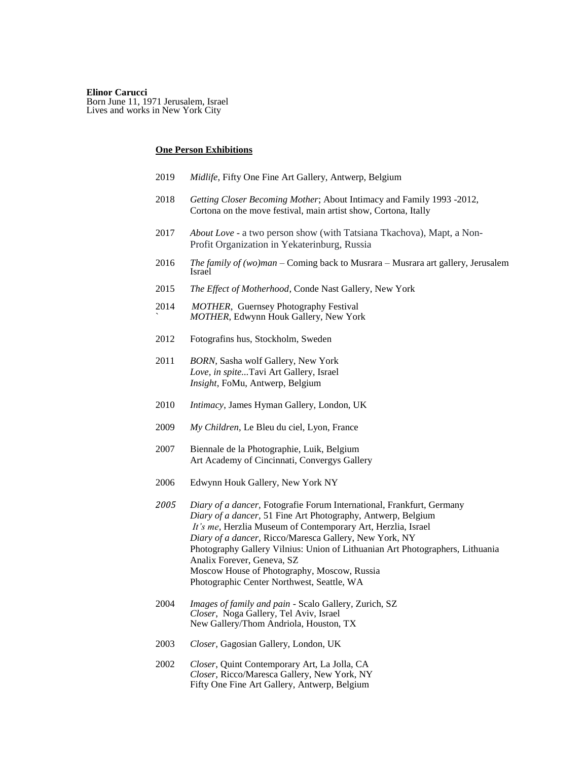**Elinor Carucci**
Born June 11, 1971 Jerusalem, Israel
Lives and works in New York City

**One Person Exhibitions**

2019 *Midlife*, Fifty One Fine Art Gallery, Antwerp, Belgium

2018 *Getting Closer Becoming Mother*; About Intimacy and Family 1993 -2012, Cortona on the move festival, main artist show, Cortona, Itally

2017 *About Love* - a two person show (with Tatsiana Tkachova), Mapt, a Non-Profit Organization in Yekaterinburg, Russia

2016 *The family of (wo)man* – Coming back to Musrara – Musrara art gallery, Jerusalem Israel

2015 *The Effect of Motherhood*, Conde Nast Gallery, New York

2014 *MOTHER*, Guernsey Photography Festival
*MOTHER*, Edwynn Houk Gallery, New York

2012 Fotografins hus, Stockholm, Sweden

2011 *BORN*, Sasha wolf Gallery, New York
*Love, in spite...*Tavi Art Gallery, Israel
*Insight*, FoMu, Antwerp, Belgium

2010 *Intimacy*, James Hyman Gallery, London, UK

2009 *My Children*, Le Bleu du ciel, Lyon, France

2007 Biennale de la Photographie, Luik, Belgium
Art Academy of Cincinnati, Convergys Gallery

2006 Edwynn Houk Gallery, New York NY

*2005* *Diary of a dancer*, Fotografie Forum International, Frankfurt, Germany
*Diary of a dancer*, 51 Fine Art Photography, Antwerp, Belgium
*It's me*, Herzlia Museum of Contemporary Art, Herzlia, Israel
*Diary of a dancer*, Ricco/Maresca Gallery, New York, NY
Photography Gallery Vilnius: Union of Lithuanian Art Photographers, Lithuania
Analix Forever, Geneva, SZ
Moscow House of Photography, Moscow, Russia
Photographic Center Northwest, Seattle, WA

2004 *Images of family and pain* - Scalo Gallery, Zurich, SZ
*Closer*, Noga Gallery, Tel Aviv, Israel
New Gallery/Thom Andriola, Houston, TX

2003 *Closer*, Gagosian Gallery, London, UK

2002 *Closer*, Quint Contemporary Art, La Jolla, CA
*Closer*, Ricco/Maresca Gallery, New York, NY
Fifty One Fine Art Gallery, Antwerp, Belgium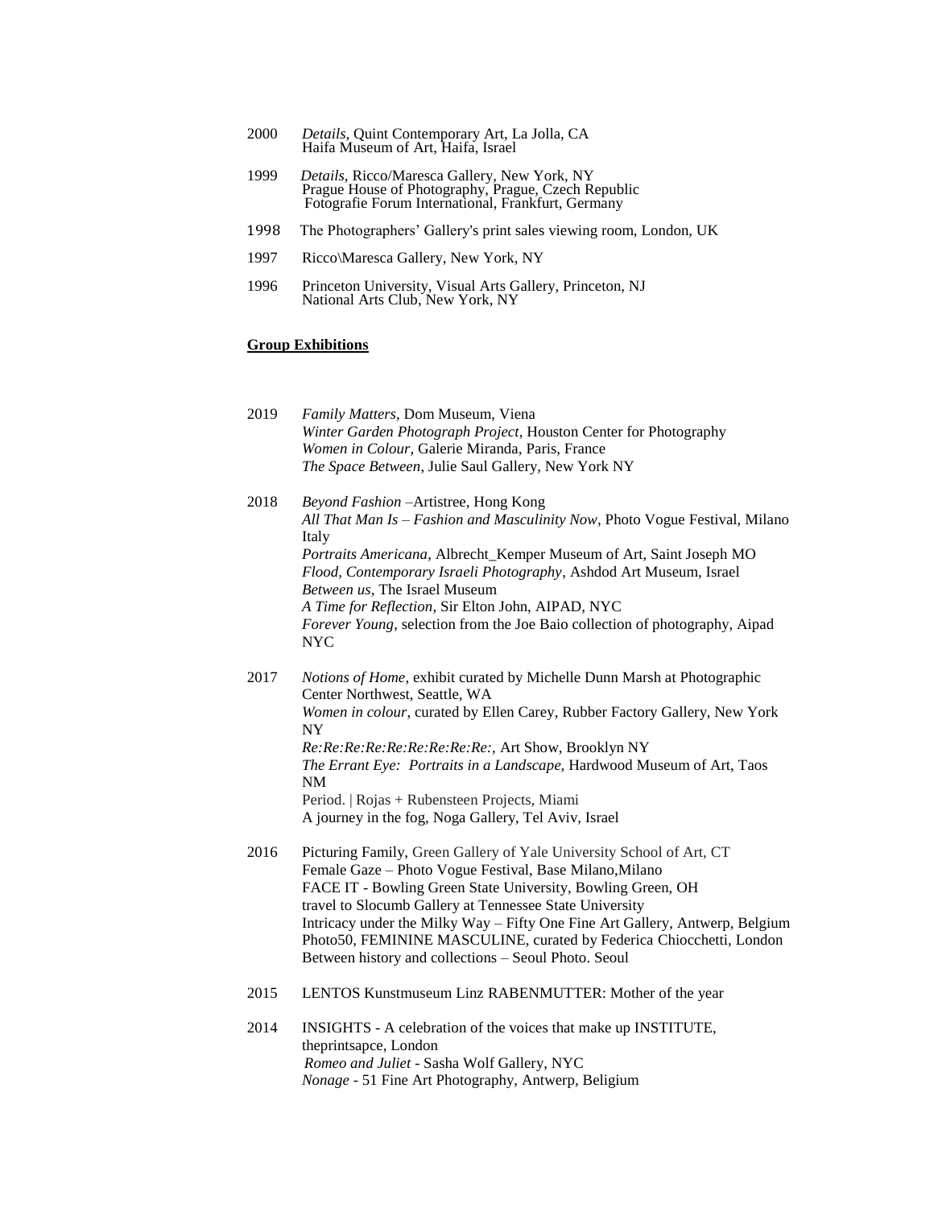2000 *Details*, Quint Contemporary Art, La Jolla, CA
Haifa Museum of Art, Haifa, Israel

1999 *Details*, Ricco/Maresca Gallery, New York, NY
Prague House of Photography, Prague, Czech Republic
Fotografie Forum International, Frankfurt, Germany

1998 The Photographers' Gallery's print sales viewing room, London, UK

1997 Ricco\Maresca Gallery, New York, NY

1996 Princeton University, Visual Arts Gallery, Princeton, NJ
National Arts Club, New York, NY

**Group Exhibitions**

2019 *Family Matters*, Dom Museum, Viena
*Winter Garden Photograph Project*, Houston Center for Photography
*Women in Colour*, Galerie Miranda, Paris, France
*The Space Between*, Julie Saul Gallery, New York NY

2018 *Beyond Fashion* –Artistree, Hong Kong
*All That Man Is – Fashion and Masculinity Now*, Photo Vogue Festival, Milano Italy
*Portraits Americana*, Albrecht_Kemper Museum of Art, Saint Joseph MO
*Flood, Contemporary Israeli Photography*, Ashdod Art Museum, Israel
*Between us*, The Israel Museum
*A Time for Reflection*, Sir Elton John, AIPAD, NYC
*Forever Young*, selection from the Joe Baio collection of photography, Aipad NYC

2017 *Notions of Home*, exhibit curated by Michelle Dunn Marsh at Photographic Center Northwest, Seattle, WA
*Women in colour*, curated by Ellen Carey, Rubber Factory Gallery, New York NY
*Re:Re:Re:Re:Re:Re:Re:Re:Re:*, Art Show, Brooklyn NY
*The Errant Eye: Portraits in a Landscape*, Hardwood Museum of Art, Taos NM
Period. | Rojas + Rubensteen Projects, Miami
A journey in the fog, Noga Gallery, Tel Aviv, Israel

2016 Picturing Family, Green Gallery of Yale University School of Art, CT
Female Gaze – Photo Vogue Festival, Base Milano,Milano
FACE IT - Bowling Green State University, Bowling Green, OH
travel to Slocumb Gallery at Tennessee State University
Intricacy under the Milky Way – Fifty One Fine Art Gallery, Antwerp, Belgium
Photo50, FEMININE MASCULINE, curated by Federica Chiocchetti, London
Between history and collections – Seoul Photo. Seoul

2015 LENTOS Kunstmuseum Linz RABENMUTTER: Mother of the year

2014 INSIGHTS - A celebration of the voices that make up INSTITUTE, theprintsapce, London
*Romeo and Juliet* - Sasha Wolf Gallery, NYC
*Nonage* - 51 Fine Art Photography, Antwerp, Beligium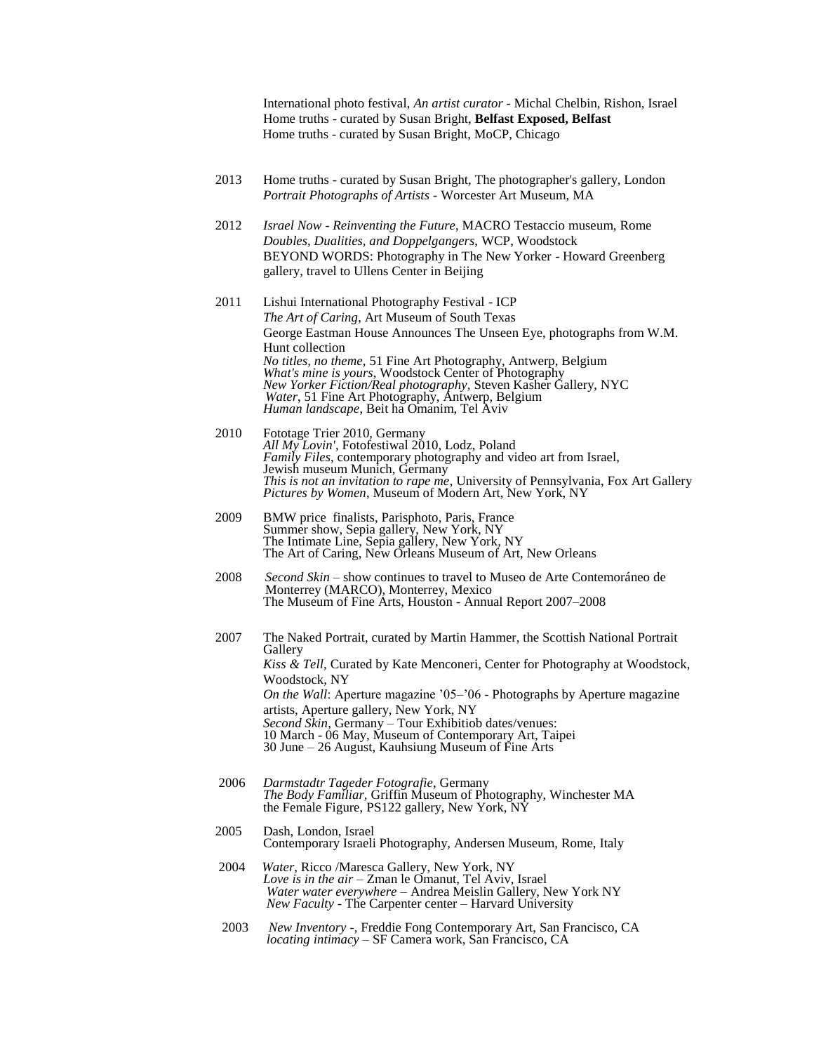International photo festival, *An artist curator* - Michal Chelbin, Rishon, Israel
Home truths - curated by Susan Bright, **Belfast Exposed, Belfast**
Home truths - curated by Susan Bright, MoCP, Chicago

2013 Home truths - curated by Susan Bright, The photographer's gallery, London
*Portrait Photographs of Artists* - Worcester Art Museum, MA

2012 *Israel Now - Reinventing the Future*, MACRO Testaccio museum, Rome
*Doubles, Dualities, and Doppelgangers*, WCP, Woodstock
BEYOND WORDS: Photography in The New Yorker - Howard Greenberg gallery, travel to Ullens Center in Beijing

2011 Lishui International Photography Festival - ICP
*The Art of Caring*, Art Museum of South Texas
George Eastman House Announces The Unseen Eye, photographs from W.M. Hunt collection
*No titles, no theme*, 51 Fine Art Photography, Antwerp, Belgium
*What's mine is yours*, Woodstock Center of Photography
*New Yorker Fiction/Real photography*, Steven Kasher Gallery, NYC
*Water*, 51 Fine Art Photography, Antwerp, Belgium
*Human landscape*, Beit ha Omanim, Tel Aviv

2010 Fototage Trier 2010, Germany
*All My Lovin'*, Fotofestiwal 2010, Lodz, Poland
*Family Files*, contemporary photography and video art from Israel, Jewish museum Munich, Germany
*This is not an invitation to rape me*, University of Pennsylvania, Fox Art Gallery
*Pictures by Women*, Museum of Modern Art, New York, NY

2009 BMW price finalists, Parisphoto, Paris, France
Summer show, Sepia gallery, New York, NY
The Intimate Line, Sepia gallery, New York, NY
The Art of Caring, New Orleans Museum of Art, New Orleans

2008 *Second Skin* – show continues to travel to Museo de Arte Contemoráneo de Monterrey (MARCO), Monterrey, Mexico
The Museum of Fine Arts, Houston - Annual Report 2007–2008

2007 The Naked Portrait, curated by Martin Hammer, the Scottish National Portrait Gallery
*Kiss & Tell*, Curated by Kate Menconeri, Center for Photography at Woodstock, Woodstock, NY
*On the Wall*: Aperture magazine '05–'06 - Photographs by Aperture magazine artists, Aperture gallery, New York, NY
*Second Skin*, Germany – Tour Exhibitiob dates/venues:
10 March - 06 May, Museum of Contemporary Art, Taipei
30 June – 26 August, Kauhsiung Museum of Fine Arts

2006 *Darmstadtr Tageder Fotografie*, Germany
*The Body Familiar*, Griffin Museum of Photography, Winchester MA
the Female Figure, PS122 gallery, New York, NY

2005 Dash, London, Israel
Contemporary Israeli Photography, Andersen Museum, Rome, Italy

2004 *Water*, Ricco /Maresca Gallery, New York, NY
*Love is in the air* – Zman le Omanut, Tel Aviv, Israel
*Water water everywhere* – Andrea Meislin Gallery, New York NY
*New Faculty* - The Carpenter center – Harvard University

2003 *New Inventory* -, Freddie Fong Contemporary Art, San Francisco, CA
*locating intimacy* – SF Camera work, San Francisco, CA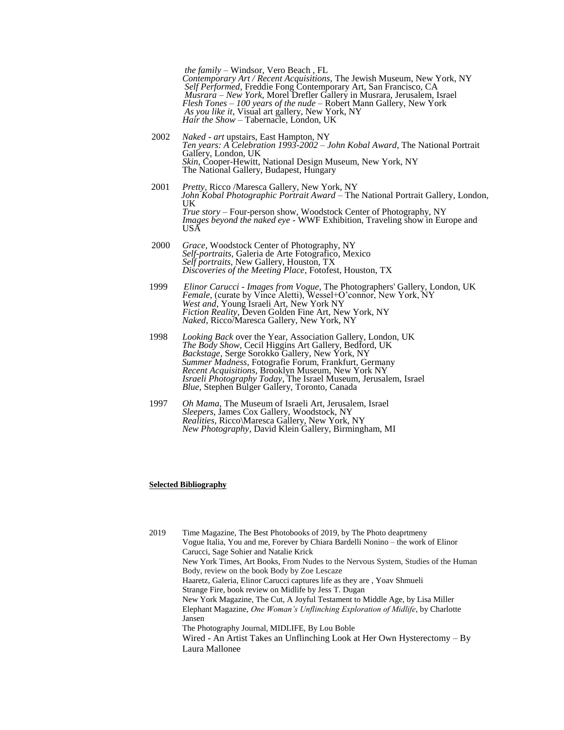*the family* – Windsor, Vero Beach , FL
*Contemporary Art / Recent Acquisitions*, The Jewish Museum, New York, NY
*Self Performed*, Freddie Fong Contemporary Art, San Francisco, CA
*Musrara – New York*, Morel Drefler Gallery in Musrara, Jerusalem, Israel
*Flesh Tones – 100 years of the nude* – Robert Mann Gallery, New York
*As you like it*, Visual art gallery, New York, NY
*Hair the Show* – Tabernacle, London, UK

2002 *Naked - art* upstairs, East Hampton, NY
*Ten years: A Celebration 1993-2002 – John Kobal Award*, The National Portrait Gallery, London, UK
*Skin*, Cooper-Hewitt, National Design Museum, New York, NY
The National Gallery, Budapest, Hungary

2001 *Pretty*, Ricco /Maresca Gallery, New York, NY
*John Kobal Photographic Portrait Award* – The National Portrait Gallery, London, UK
*True story* – Four-person show, Woodstock Center of Photography, NY
*Images beyond the naked eye* - WWF Exhibition, Traveling show in Europe and USA

2000 *Grace*, Woodstock Center of Photography, NY
*Self-portraits*, Galeria de Arte Fotografico, Mexico
*Self portraits*, New Gallery, Houston, TX
*Discoveries of the Meeting Place*, Fotofest, Houston, TX

1999 *Elinor Carucci - Images from Vogue*, The Photographers' Gallery, London, UK
*Female*, (curate by Vince Aletti), Wessel+O'connor, New York, NY
*West and*, Young Israeli Art, New York NY
*Fiction Reality*, Deven Golden Fine Art, New York, NY
*Naked*, Ricco/Maresca Gallery, New York, NY

1998 *Looking Back* over the Year, Association Gallery, London, UK
*The Body Show*, Cecil Higgins Art Gallery, Bedford, UK
*Backstage*, Serge Sorokko Gallery, New York, NY
*Summer Madness*, Fotografie Forum, Frankfurt, Germany
*Recent Acquisitions*, Brooklyn Museum, New York NY
*Israeli Photography Today*, The Israel Museum, Jerusalem, Israel
*Blue*, Stephen Bulger Gallery, Toronto, Canada

1997 *Oh Mama*, The Museum of Israeli Art, Jerusalem, Israel
*Sleepers*, James Cox Gallery, Woodstock, NY
*Realities*, Ricco\Maresca Gallery, New York, NY
*New Photography*, David Klein Gallery, Birmingham, MI

**Selected Bibliography**

2019 Time Magazine, The Best Photobooks of 2019, by The Photo deaprtmeny
Vogue Italia, You and me, Forever by Chiara Bardelli Nonino – the work of Elinor Carucci, Sage Sohier and Natalie Krick
New York Times, Art Books, From Nudes to the Nervous System, Studies of the Human Body, review on the book Body by Zoe Lescaze
Haaretz, Galeria, Elinor Carucci captures life as they are , Yoav Shmueli
Strange Fire, book review on Midlife by Jess T. Dugan
New York Magazine, The Cut, A Joyful Testament to Middle Age, by Lisa Miller
Elephant Magazine, *One Woman's Unflinching Exploration of Midlife*, by Charlotte Jansen
The Photography Journal, MIDLIFE, By Lou Boble
Wired - An Artist Takes an Unflinching Look at Her Own Hysterectomy – By Laura Mallonee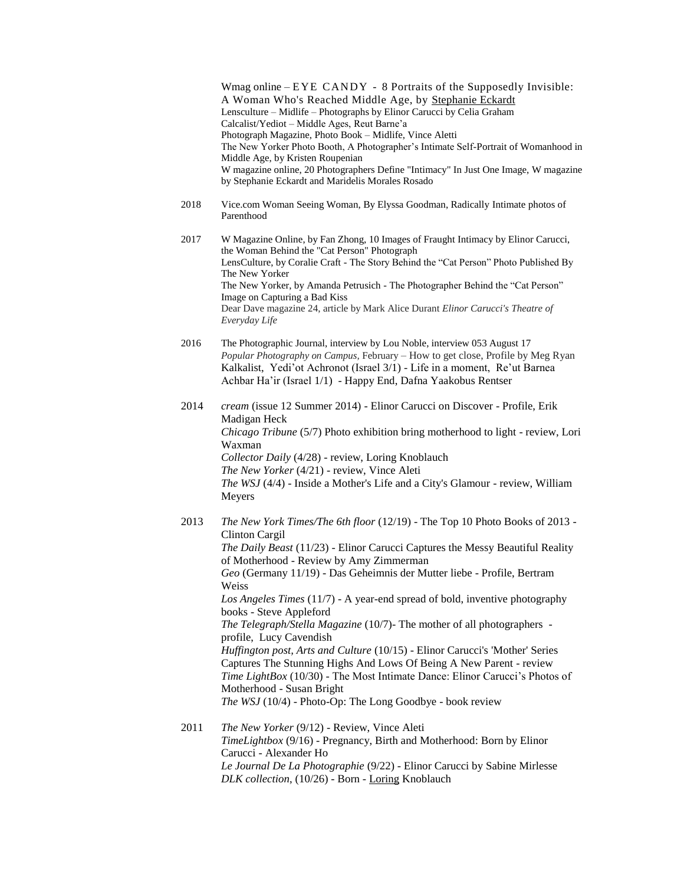Wmag online – EYE CANDY - 8 Portraits of the Supposedly Invisible: A Woman Who's Reached Middle Age, by Stephanie Eckardt
Lensculture – Midlife – Photographs by Elinor Carucci by Celia Graham
Calcalist/Yediot – Middle Ages, Reut Barne'a
Photograph Magazine, Photo Book – Midlife, Vince Aletti
The New Yorker Photo Booth, A Photographer's Intimate Self-Portrait of Womanhood in Middle Age, by Kristen Roupenian
W magazine online, 20 Photographers Define "Intimacy" In Just One Image, W magazine by Stephanie Eckardt and Maridelis Morales Rosado

2018 Vice.com Woman Seeing Woman, By Elyssa Goodman, Radically Intimate photos of Parenthood

2017 W Magazine Online, by Fan Zhong, 10 Images of Fraught Intimacy by Elinor Carucci, the Woman Behind the "Cat Person" Photograph
LensCulture, by Coralie Craft - The Story Behind the "Cat Person" Photo Published By The New Yorker
The New Yorker, by Amanda Petrusich - The Photographer Behind the "Cat Person" Image on Capturing a Bad Kiss
Dear Dave magazine 24, article by Mark Alice Durant *Elinor Carucci's Theatre of Everyday Life*

2016 The Photographic Journal, interview by Lou Noble, interview 053 August 17
*Popular Photography on Campus,* February – How to get close, Profile by Meg Ryan
Kalkalist, Yedi'ot Achronot (Israel 3/1) - Life in a moment, Re'ut Barnea
Achbar Ha'ir (Israel 1/1) - Happy End, Dafna Yaakobus Rentser

2014 *cream* (issue 12 Summer 2014) - Elinor Carucci on Discover - Profile, Erik Madigan Heck
*Chicago Tribune* (5/7) Photo exhibition bring motherhood to light - review, Lori Waxman
*Collector Daily* (4/28) - review, Loring Knoblauch
*The New Yorker* (4/21) - review, Vince Aleti
*The WSJ* (4/4) - Inside a Mother's Life and a City's Glamour - review, William Meyers

2013 *The New York Times/The 6th floor* (12/19) - The Top 10 Photo Books of 2013 - Clinton Cargil
*The Daily Beast* (11/23) - Elinor Carucci Captures the Messy Beautiful Reality of Motherhood - Review by Amy Zimmerman
*Geo* (Germany 11/19) - Das Geheimnis der Mutter liebe - Profile, Bertram Weiss
*Los Angeles Times* (11/7) - A year-end spread of bold, inventive photography books - Steve Appleford
*The Telegraph/Stella Magazine* (10/7)- The mother of all photographers - profile, Lucy Cavendish
*Huffington post, Arts and Culture* (10/15) - Elinor Carucci's 'Mother' Series Captures The Stunning Highs And Lows Of Being A New Parent - review
*Time LightBox* (10/30) - The Most Intimate Dance: Elinor Carucci's Photos of Motherhood - Susan Bright
*The WSJ* (10/4) - Photo-Op: The Long Goodbye - book review

2011 *The New Yorker* (9/12) - Review, Vince Aleti
*TimeLightbox* (9/16) - Pregnancy, Birth and Motherhood: Born by Elinor Carucci - Alexander Ho
*Le Journal De La Photographie* (9/22) - Elinor Carucci by Sabine Mirlesse
*DLK collection*, (10/26) - Born - Loring Knoblauch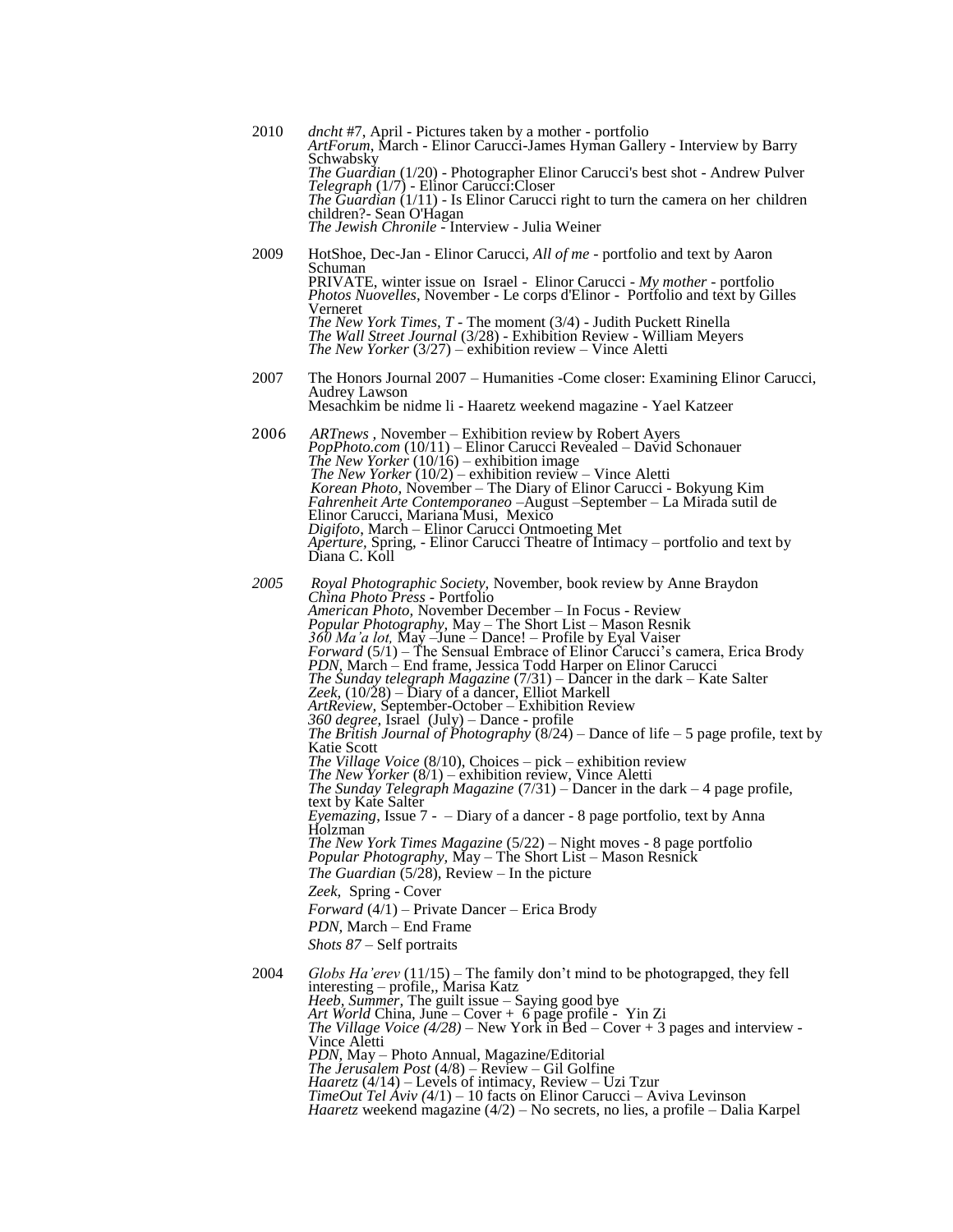2010 *dncht* #7, April - Pictures taken by a mother - portfolio
*ArtForum*, March - Elinor Carucci-James Hyman Gallery - Interview by Barry Schwabsky
*The Guardian* (1/20) - Photographer Elinor Carucci's best shot - Andrew Pulver
*Telegraph* (1/7) - Elinor Carucci:Closer
*The Guardian* (1/11) - Is Elinor Carucci right to turn the camera on her children children?- Sean O'Hagan
*The Jewish Chronile* - Interview - Julia Weiner

2009 HotShoe, Dec-Jan - Elinor Carucci, *All of me* - portfolio and text by Aaron Schuman
PRIVATE, winter issue on Israel - Elinor Carucci - *My mother* - portfolio
*Photos Nuovelles*, November - Le corps d'Elinor - Portfolio and text by Gilles Verneret
*The New York Times, T* - The moment (3/4) - Judith Puckett Rinella
*The Wall Street Journal* (3/28) - Exhibition Review - William Meyers
*The New Yorker* (3/27) – exhibition review – Vince Aletti

2007 The Honors Journal 2007 – Humanities -Come closer: Examining Elinor Carucci, Audrey Lawson
Mesachkim be nidme li - Haaretz weekend magazine - Yael Katzeer

2006 *ARTnews* , November – Exhibition review by Robert Ayers
*PopPhoto.com* (10/11) – Elinor Carucci Revealed – David Schonauer
*The New Yorker* (10/16) – exhibition image
*The New Yorker* (10/2) – exhibition review – Vince Aletti
*Korean Photo*, November – The Diary of Elinor Carucci - Bokyung Kim
*Fahrenheit Arte Contemporaneo* –August –September – La Mirada sutil de Elinor Carucci, Mariana Musi, Mexico
*Digifoto*, March – Elinor Carucci Ontmoeting Met
*Aperture*, Spring, - Elinor Carucci Theatre of Intimacy – portfolio and text by Diana C. Koll

*2005* *Royal Photographic Society*, November, book review by Anne Braydon
*China Photo Press* - Portfolio
*American Photo*, November December – In Focus - Review
*Popular Photography*, May – The Short List – Mason Resnik
*360 Ma'a lot*, May –June – Dance! – Profile by Eyal Vaiser
*Forward* (5/1) – The Sensual Embrace of Elinor Carucci's camera, Erica Brody
*PDN*, March – End frame, Jessica Todd Harper on Elinor Carucci
*The Sunday telegraph Magazine* (7/31) – Dancer in the dark – Kate Salter
*Zeek*, (10/28) – Diary of a dancer, Elliot Markell
*ArtReview*, September-October – Exhibition Review
*360 degree*, Israel (July) – Dance - profile
*The British Journal of Photography* (8/24) – Dance of life – 5 page profile, text by Katie Scott
*The Village Voice* (8/10), Choices – pick – exhibition review
*The New Yorker* (8/1) – exhibition review, Vince Aletti
*The Sunday Telegraph Magazine* (7/31) – Dancer in the dark – 4 page profile, text by Kate Salter
*Eyemazing*, Issue 7 - – Diary of a dancer - 8 page portfolio, text by Anna Holzman
*The New York Times Magazine* (5/22) – Night moves - 8 page portfolio
*Popular Photography*, May – The Short List – Mason Resnick
*The Guardian* (5/28), Review – In the picture
*Zeek*, Spring - Cover
*Forward* (4/1) – Private Dancer – Erica Brody
*PDN*, March – End Frame
*Shots 87* – Self portraits

2004 *Globs Ha'erev* (11/15) – The family don't mind to be photograpged, they fell interesting – profile,, Marisa Katz
*Heeb, Summer*, The guilt issue – Saying good bye
*Art World* China, June – Cover + 6 page profile - Yin Zi
*The Village Voice (4/28)* – New York in Bed – Cover + 3 pages and interview - Vince Aletti
*PDN*, May – Photo Annual, Magazine/Editorial
*The Jerusalem Post* (4/8) – Review – Gil Golfine
*Haaretz* (4/14) – Levels of intimacy, Review – Uzi Tzur
*TimeOut Tel Aviv (*4/1) – 10 facts on Elinor Carucci – Aviva Levinson
*Haaretz* weekend magazine (4/2) – No secrets, no lies, a profile – Dalia Karpel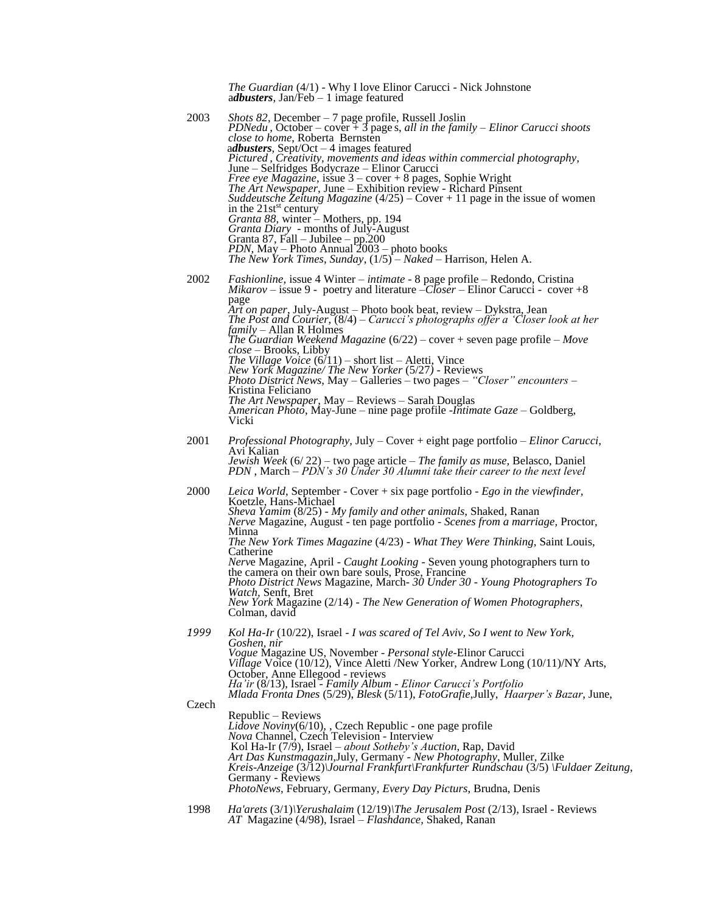*The Guardian* (4/1) - Why I love Elinor Carucci - Nick Johnstone
a***dbusters***, Jan/Feb – 1 image featured

2003 *Shots 82*, December – 7 page profile, Russell Joslin
*PDNedu* , October – cover + 3 page s, *all in the family – Elinor Carucci shoots close to home*, Roberta Bernsten
a***dbusters***, Sept/Oct – 4 images featured
*Pictured , Creativity, movements and ideas within commercial photography*, June – Selfridges Bodycraze – Elinor Carucci
*Free eye Magazine*, issue 3 – cover + 8 pages, Sophie Wright
*The Art Newspaper*, June – Exhibition review - Richard Pinsent
*Suddeutsche Zeitung Magazine* (4/25) – Cover + 11 page in the issue of women in the 21st[st] century
*Granta 88*, winter – Mothers, pp. 194
*Granta Diary* - months of July-August
Granta 87, Fall – Jubilee – pp.200
*PDN*, May – Photo Annual 2003 – photo books
*The New York Times, Sunday*, (1/5) – *Naked* – Harrison, Helen A.

2002 *Fashionline*, issue 4 Winter – *intimate* - 8 page profile – Redondo, Cristina
*Mikarov* – issue 9 - poetry and literature –*Closer* – Elinor Carucci - cover +8 page
*Art on paper*, July-August – Photo book beat, review – Dykstra, Jean
*The Post and Courier*, (8/4) – *Carucci's photographs offer a 'Closer look at her family* – Allan R Holmes
*The Guardian Weekend Magazine* (6/22) – cover + seven page profile – *Move close* – Brooks, Libby
*The Village Voice* (6/11) – short list – Aletti, Vince
*New York Magazine/ The New Yorker* (5/27) - Reviews
*Photo District News*, May – Galleries – two pages – *"Closer" encounters* – Kristina Feliciano
*The Art Newspaper*, May – Reviews – Sarah Douglas
A*merican Photo*, May-June – nine page profile -*Intimate Gaze* – Goldberg, Vicki

2001 *Professional Photography*, July – Cover + eight page portfolio – *Elinor Carucci*, Avi Kalian
*Jewish Week* (6/ 22) – two page article – *The family as muse,* Belasco, Daniel
*PDN* , March – *PDN's 30 Under 30 Alumni take their career to the next level*

2000 *Leica World*, September - Cover + six page portfolio - *Ego in the viewfinder,* Koetzle, Hans-Michael
*Sheva Yamim* (8/25) - *My family and other animals,* Shaked, Ranan
*Nerve* Magazine, August - ten page portfolio - *Scenes from a marriage,* Proctor, Minna
*The New York Times Magazine* (4/23) - *What They Were Thinking,* Saint Louis, Catherine
*Nerv*e Magazine, April - *Caught Looking* - Seven young photographers turn to the camera on their own bare souls, Prose, Francine
*Photo District News* Magazine, March- *30 Under 30 - Young Photographers To Watch,* Senft, Bret
*New York* Magazine (2/14) - *The New Generation of Women Photographers*, Colman, david

*1999* *Kol Ha-Ir* (10/22), Israel - *I was scared of Tel Aviv, So I went to New York, Goshen, nir*
*Vogue* Magazine US, November - *Personal style*-Elinor Carucci
*Village* Voice (10/12), Vince Aletti /New Yorker, Andrew Long (10/11)/NY Arts, October, Anne Ellegood - reviews
*Ha'ir* (8/13), Israel - *Family Album* - *Elinor Carucci's Portfolio*
*Mlada Fronta Dnes* (5/29), *Blesk* (5/11), *FotoGrafie*,Jully, *Haarper's Bazar*, June, Czech Republic – Reviews
*Lidove Noviny*(6/10), , Czech Republic - one page profile
*Nova* Channel, Czech Television - Interview
Kol Ha-Ir (7/9), Israel – *about Sotheby's Auction*, Rap, David
*Art Das Kunstmagazin*,July, Germany - *New Photography*, Muller, Zilke
*Kreis-Anzeige* (3/12)\*Journal Frankfurt\Frankfurter Rundschau* (3/5) *\Fuldaer Zeitung*, Germany - Reviews
*PhotoNews*, February, Germany, *Every Day Picturs*, Brudna, Denis

1998 *Ha'arets* (3/1)\*Yerushalaim* (12/19)\*The Jerusalem Post* (2/13), Israel - Reviews
*AT* Magazine (4/98), Israel – *Flashdance,* Shaked, Ranan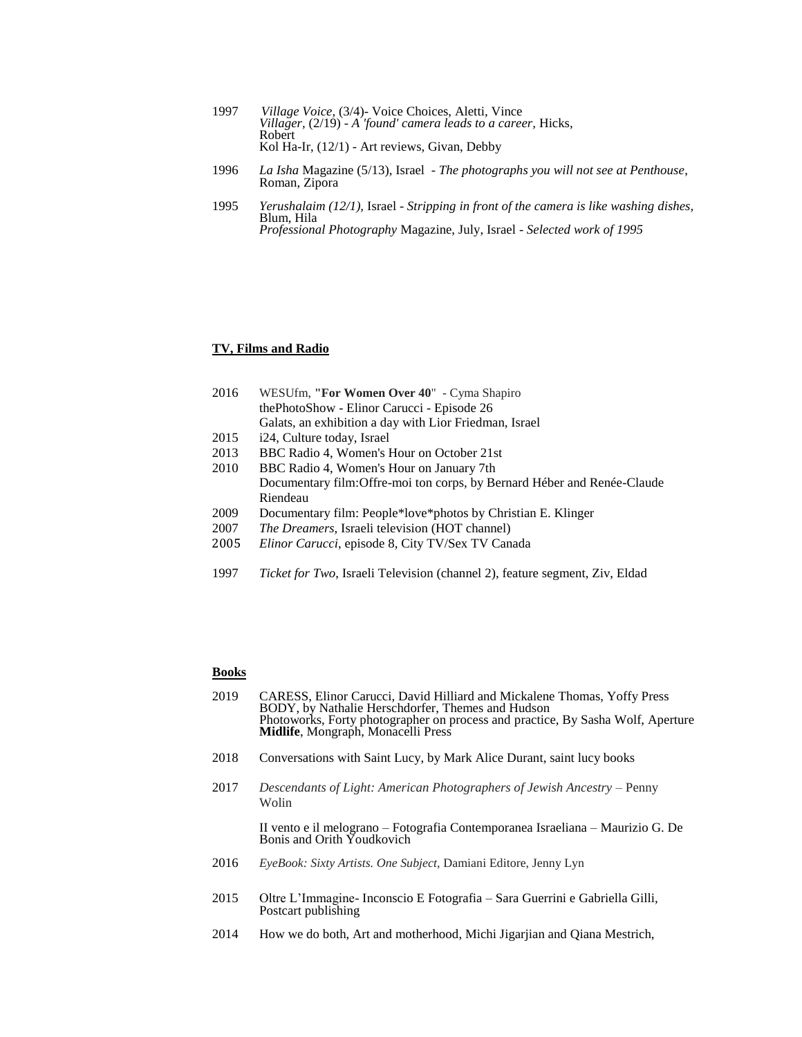1997 *Village Voice*, (3/4)- Voice Choices, Aletti, Vince
*Villager*, (2/19) - *A 'found' camera leads to a career*, Hicks, Robert
Kol Ha-Ir, (12/1) - Art reviews, Givan, Debby

1996 *La Isha* Magazine (5/13), Israel - *The photographs you will not see at Penthouse*, Roman, Zipora

1995 *Yerushalaim (12/1)*, Israel - *Stripping in front of the camera is like washing dishes,* Blum, Hila
*Professional Photography* Magazine, July, Israel - *Selected work of 1995*

## TV, Films and Radio

2016 WESUfm, **"For Women Over 40"** - Cyma Shapiro
thePhotoShow - Elinor Carucci - Episode 26
Galats, an exhibition a day with Lior Friedman, Israel

2015 i24, Culture today, Israel

2013 BBC Radio 4, Women's Hour on October 21st

2010 BBC Radio 4, Women's Hour on January 7th
Documentary film:Offre-moi ton corps, by Bernard Héber and Renée-Claude Riendeau

2009 Documentary film: People*love*photos by Christian E. Klinger

2007 *The Dreamers*, Israeli television (HOT channel)

2005 *Elinor Carucci*, episode 8, City TV/Sex TV Canada

1997 *Ticket for Two*, Israeli Television (channel 2), feature segment, Ziv, Eldad

## Books

2019 CARESS, Elinor Carucci, David Hilliard and Mickalene Thomas, Yoffy Press
BODY, by Nathalie Herschdorfer, Themes and Hudson
Photoworks, Forty photographer on process and practice, By Sasha Wolf, Aperture
**Midlife**, Mongraph, Monacelli Press

2018 Conversations with Saint Lucy, by Mark Alice Durant, saint lucy books

2017 *Descendants of Light: American Photographers of Jewish Ancestry* – Penny Wolin

II vento e il melograno – Fotografia Contemporanea Israeliana – Maurizio G. De Bonis and Orith Youdkovich

2016 *EyeBook: Sixty Artists. One Subject,* Damiani Editore, Jenny Lyn

2015 Oltre L'Immagine- Inconscio E Fotografia – Sara Guerrini e Gabriella Gilli, Postcart publishing

2014 How we do both, Art and motherhood, Michi Jigarjian and Qiana Mestrich,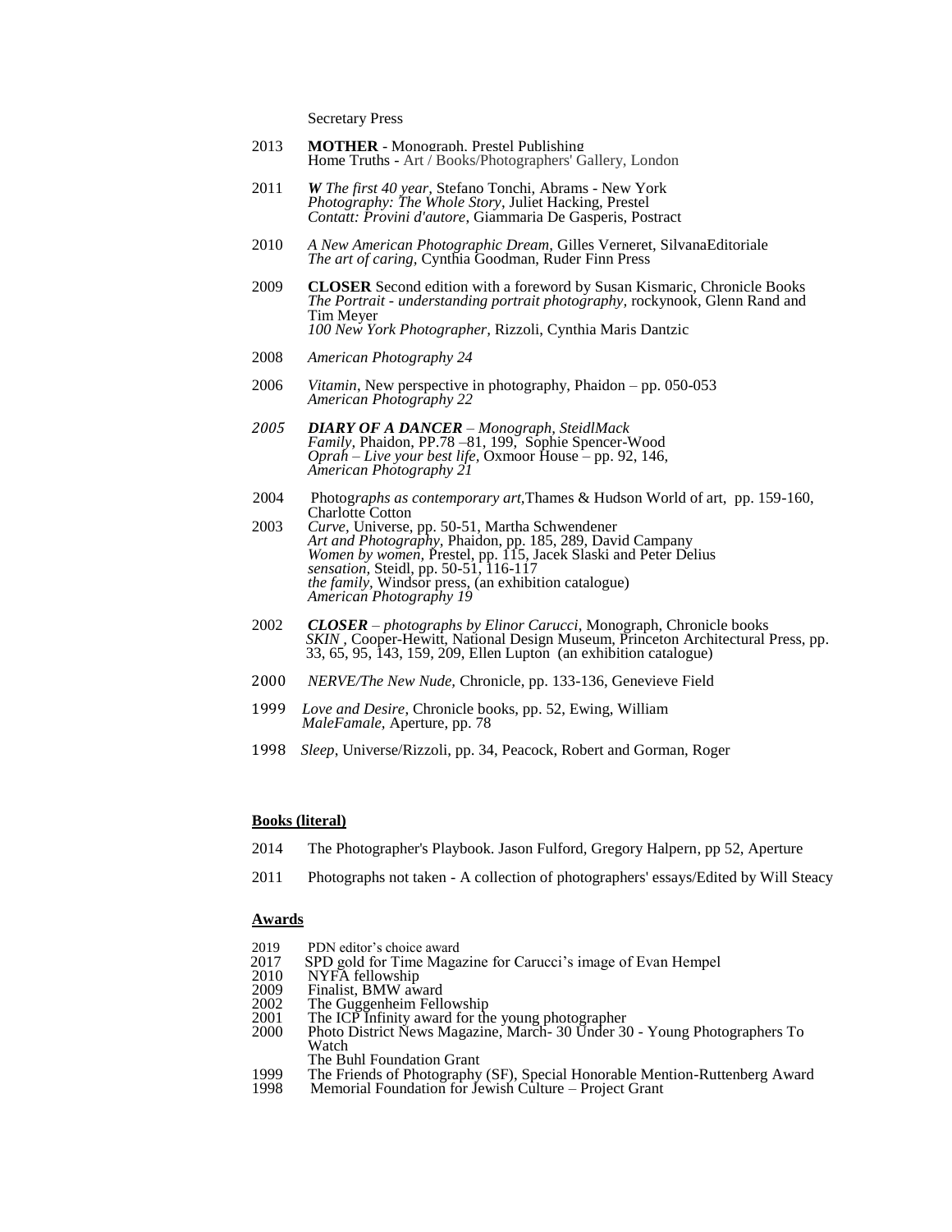Secretary Press

2013 **MOTHER** - Monograph, Prestel Publishing
Home Truths - Art / Books/Photographers' Gallery, London

2011 ***W** The first 40 year,* Stefano Tonchi, Abrams - New York
*Photography: The Whole Story*, Juliet Hacking, Prestel
*Contatt: Provini d'autore*, Giammaria De Gasperis, Postract

2010 *A New American Photographic Dream,* Gilles Verneret, SilvanaEditoriale
*The art of caring,* Cynthia Goodman, Ruder Finn Press

2009 **CLOSER** Second edition with a foreword by Susan Kismaric, Chronicle Books
*The Portrait - understanding portrait photography,* rockynook, Glenn Rand and Tim Meyer
*100 New York Photographer*, Rizzoli, Cynthia Maris Dantzic

2008 *American Photography 24*

2006 *Vitamin*, New perspective in photography, Phaidon – pp. 050-053
*American Photography 22*

*2005* ***DIARY OF A DANCER** – Monograph, SteidlMack*
*Family,* Phaidon, PP.78 –81, 199, Sophie Spencer-Wood
*Oprah – Live your best life,* Oxmoor House – pp. 92, 146,
*American Photography 21*

2004 Photog*raphs as contemporary art,*Thames & Hudson World of art, pp. 159-160, Charlotte Cotton

2003 *Curve,* Universe, pp. 50-51, Martha Schwendener
*Art and Photography,* Phaidon, pp. 185, 289, David Campany
*Women by women,* Prestel, pp. 115, Jacek Slaski and Peter Delius
*sensation,* Steidl, pp. 50-51, 116-117
*the family,* Windsor press, (an exhibition catalogue)
*American Photography 19*

2002 ***CLOSER** – photographs by Elinor Carucci,* Monograph, Chronicle books
*SKIN* , Cooper-Hewitt, National Design Museum, Princeton Architectural Press, pp. 33, 65, 95, 143, 159, 209, Ellen Lupton (an exhibition catalogue)

2000 *NERVE/The New Nude,* Chronicle, pp. 133-136, Genevieve Field

1999 *Love and Desire*, Chronicle books, pp. 52, Ewing, William
*MaleFamale,* Aperture, pp. 78

1998 *Sleep*, Universe/Rizzoli, pp. 34, Peacock, Robert and Gorman, Roger

**Books (literal)**

2014 The Photographer's Playbook. Jason Fulford, Gregory Halpern, pp 52, Aperture

2011 Photographs not taken - A collection of photographers' essays/Edited by Will Steacy

**Awards**

2019 PDN editor's choice award
2017 SPD gold for Time Magazine for Carucci's image of Evan Hempel
2010 NYFA fellowship
2009 Finalist, BMW award
2002 The Guggenheim Fellowship
2001 The ICP Infinity award for the young photographer
2000 Photo District News Magazine, March- 30 Under 30 - Young Photographers To Watch
The Buhl Foundation Grant
1999 The Friends of Photography (SF), Special Honorable Mention-Ruttenberg Award
1998 Memorial Foundation for Jewish Culture – Project Grant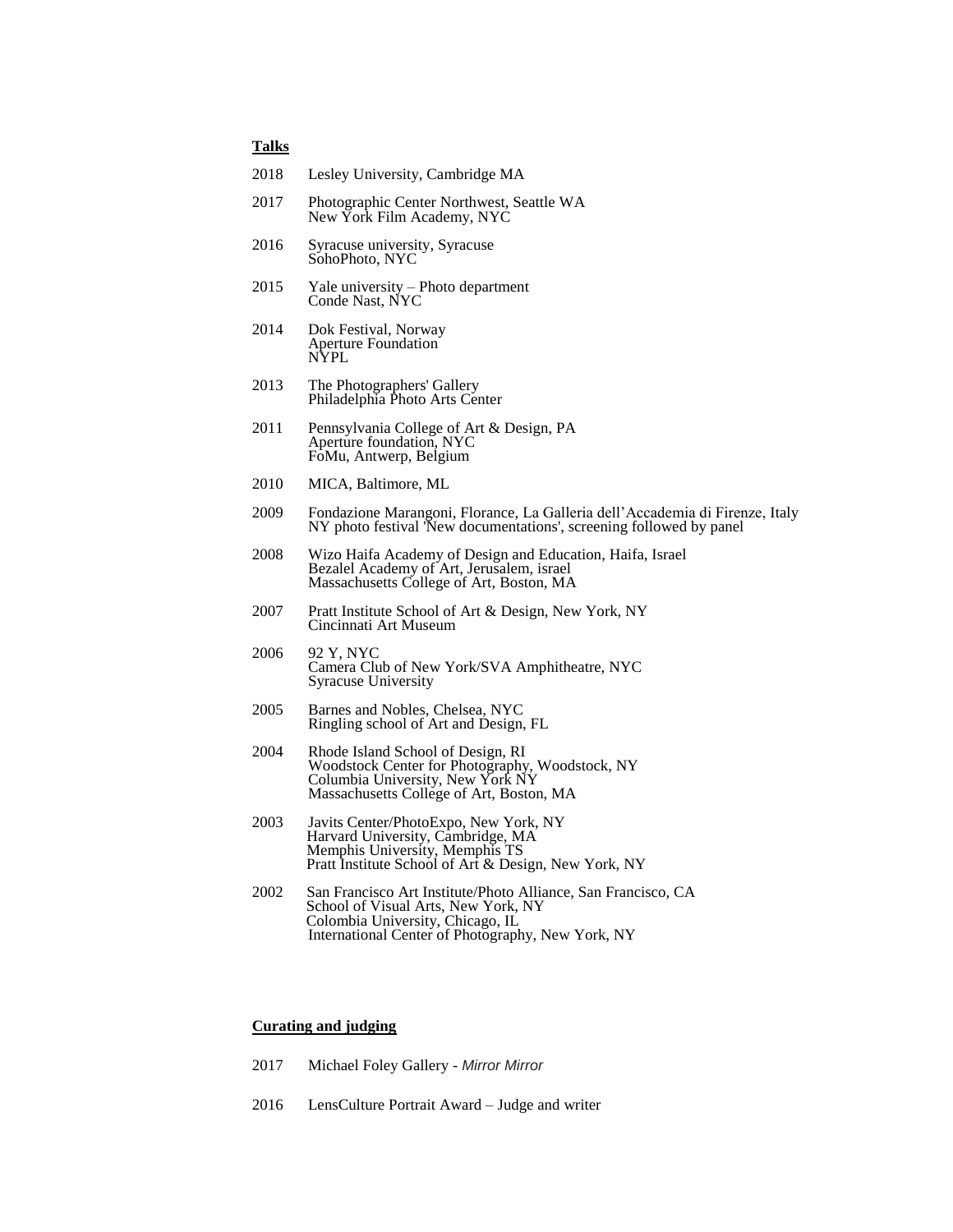## **Talks**

2018 Lesley University, Cambridge MA

2017 Photographic Center Northwest, Seattle WA
New York Film Academy, NYC

2016 Syracuse university, Syracuse
SohoPhoto, NYC

2015 Yale university – Photo department
Conde Nast, NYC

2014 Dok Festival, Norway
Aperture Foundation
NYPL

2013 The Photographers' Gallery
Philadelphia Photo Arts Center

2011 Pennsylvania College of Art & Design, PA
Aperture foundation, NYC
FoMu, Antwerp, Belgium

2010 MICA, Baltimore, ML

2009 Fondazione Marangoni, Florance, La Galleria dell'Accademia di Firenze, Italy
NY photo festival 'New documentations', screening followed by panel

2008 Wizo Haifa Academy of Design and Education, Haifa, Israel
Bezalel Academy of Art, Jerusalem, israel
Massachusetts College of Art, Boston, MA

2007 Pratt Institute School of Art & Design, New York, NY
Cincinnati Art Museum

2006 92 Y, NYC
Camera Club of New York/SVA Amphitheatre, NYC
Syracuse University

2005 Barnes and Nobles, Chelsea, NYC
Ringling school of Art and Design, FL

2004 Rhode Island School of Design, RI
Woodstock Center for Photography, Woodstock, NY
Columbia University, New York NY
Massachusetts College of Art, Boston, MA

2003 Javits Center/PhotoExpo, New York, NY
Harvard University, Cambridge, MA
Memphis University, Memphis TS
Pratt Institute School of Art & Design, New York, NY

2002 San Francisco Art Institute/Photo Alliance, San Francisco, CA
School of Visual Arts, New York, NY
Colombia University, Chicago, IL
International Center of Photography, New York, NY

## **Curating and judging**

2017 Michael Foley Gallery - *Mirror Mirror*

2016 LensCulture Portrait Award – Judge and writer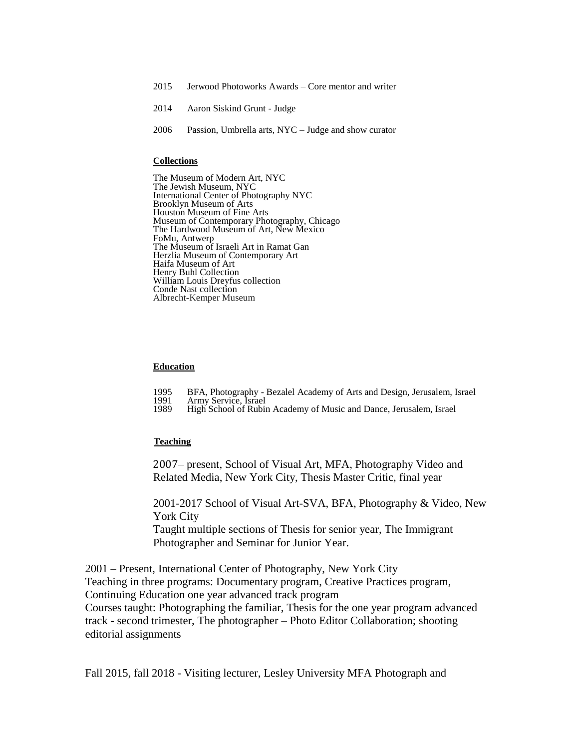2015 Jerwood Photoworks Awards – Core mentor and writer

2014 Aaron Siskind Grunt - Judge

2006 Passion, Umbrella arts, NYC – Judge and show curator

**Collections**

The Museum of Modern Art, NYC
The Jewish Museum, NYC
International Center of Photography NYC
Brooklyn Museum of Arts
Houston Museum of Fine Arts
Museum of Contemporary Photography, Chicago
The Hardwood Museum of Art, New Mexico
FoMu, Antwerp
The Museum of Israeli Art in Ramat Gan
Herzlia Museum of Contemporary Art
Haifa Museum of Art
Henry Buhl Collection
William Louis Dreyfus collection
Conde Nast collection
Albrecht-Kemper Museum

**Education**

1995 BFA, Photography - Bezalel Academy of Arts and Design, Jerusalem, Israel
1991 Army Service, Israel
1989 High School of Rubin Academy of Music and Dance, Jerusalem, Israel

**Teaching**

2007– present, School of Visual Art, MFA, Photography Video and Related Media, New York City, Thesis Master Critic, final year

2001-2017 School of Visual Art-SVA, BFA, Photography & Video, New York City
Taught multiple sections of Thesis for senior year, The Immigrant Photographer and Seminar for Junior Year.

2001 – Present, International Center of Photography, New York City
Teaching in three programs: Documentary program, Creative Practices program, Continuing Education one year advanced track program
Courses taught: Photographing the familiar, Thesis for the one year program advanced track - second trimester, The photographer – Photo Editor Collaboration; shooting editorial assignments

Fall 2015, fall 2018 - Visiting lecturer, Lesley University MFA Photograph and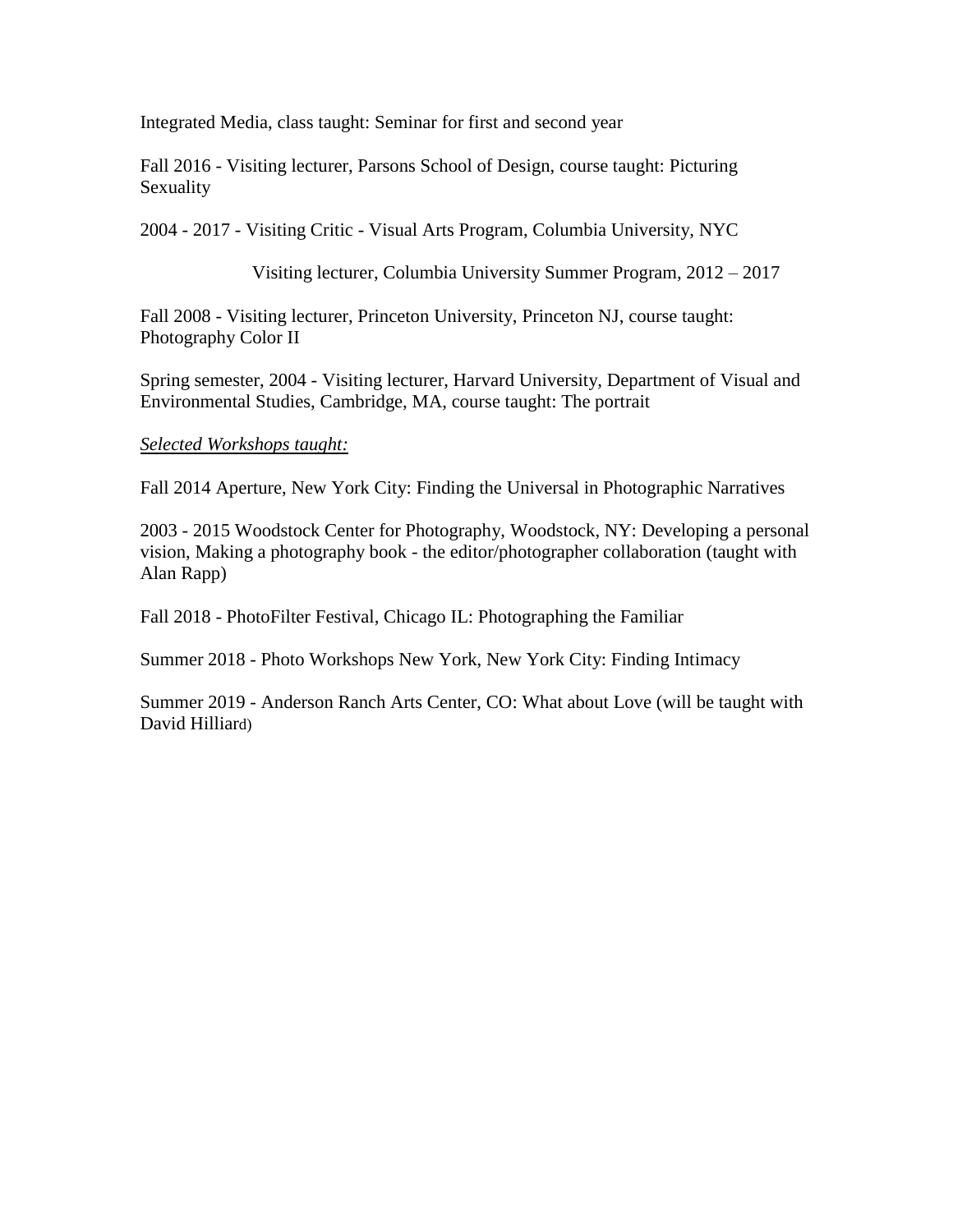Integrated Media, class taught: Seminar for first and second year

Fall 2016 - Visiting lecturer, Parsons School of Design, course taught: Picturing Sexuality

2004 - 2017 - Visiting Critic - Visual Arts Program, Columbia University, NYC

Visiting lecturer, Columbia University Summer Program, 2012 – 2017

Fall 2008 - Visiting lecturer, Princeton University, Princeton NJ, course taught: Photography Color II

Spring semester, 2004 - Visiting lecturer, Harvard University, Department of Visual and Environmental Studies, Cambridge, MA, course taught: The portrait

*Selected Workshops taught:*

Fall 2014 Aperture, New York City: Finding the Universal in Photographic Narratives

2003 - 2015 Woodstock Center for Photography, Woodstock, NY: Developing a personal vision, Making a photography book - the editor/photographer collaboration (taught with Alan Rapp)

Fall 2018 - PhotoFilter Festival, Chicago IL: Photographing the Familiar

Summer 2018 - Photo Workshops New York, New York City: Finding Intimacy

Summer 2019 - Anderson Ranch Arts Center, CO: What about Love (will be taught with David Hilliard)